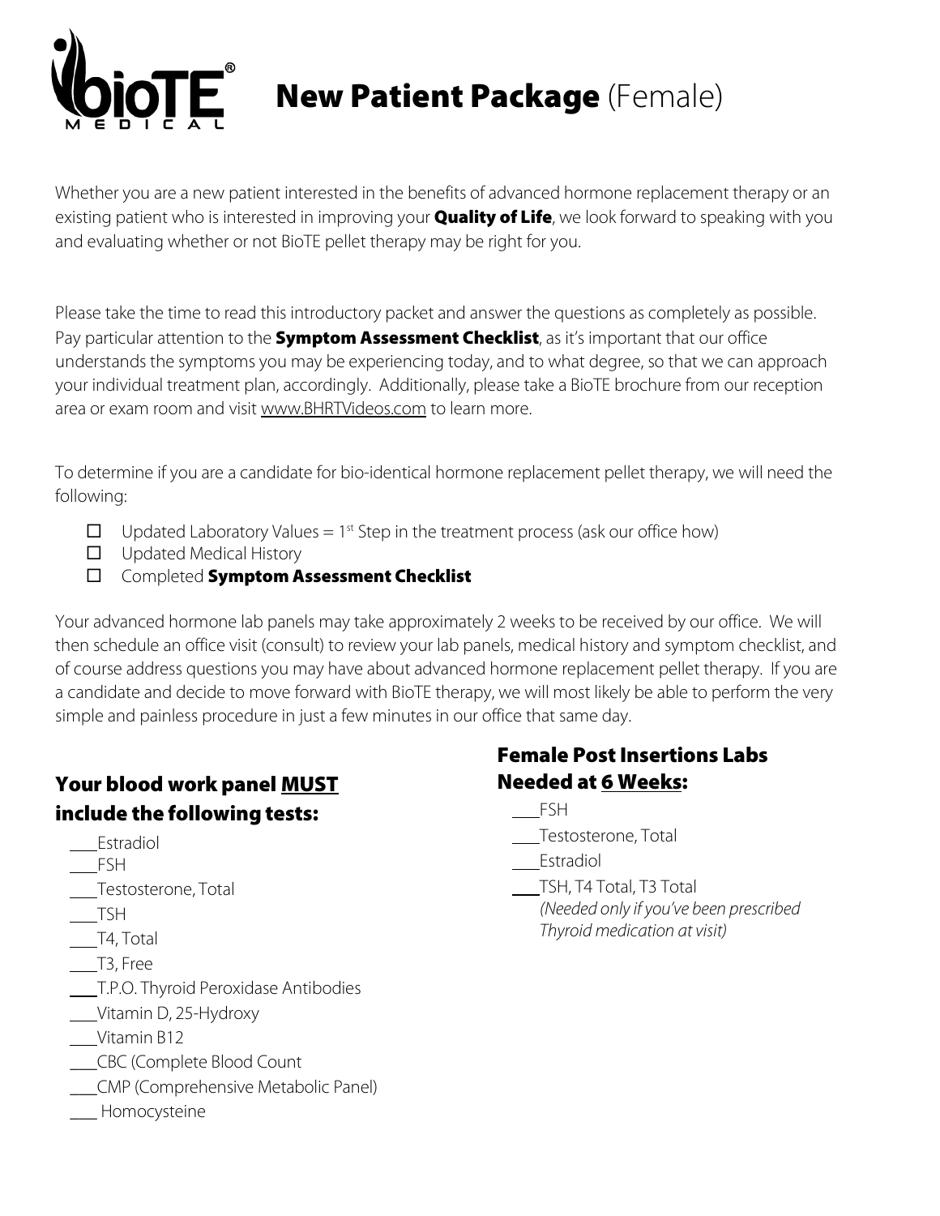# BioTE® MEDICAL — New Patient Package (Female)

Whether you are a new patient interested in the benefits of advanced hormone replacement therapy or an existing patient who is interested in improving your **Quality of Life**, we look forward to speaking with you and evaluating whether or not BioTE pellet therapy may be right for you.

Please take the time to read this introductory packet and answer the questions as completely as possible. Pay particular attention to the **Symptom Assessment Checklist**, as it's important that our office understands the symptoms you may be experiencing today, and to what degree, so that we can approach your individual treatment plan, accordingly. Additionally, please take a BioTE brochure from our reception area or exam room and visit www.BHRTVideos.com to learn more.

To determine if you are a candidate for bio-identical hormone replacement pellet therapy, we will need the following:

- ☐ Updated Laboratory Values = 1st Step in the treatment process (ask our office how)
- ☐ Updated Medical History
- ☐ Completed **Symptom Assessment Checklist**

Your advanced hormone lab panels may take approximately 2 weeks to be received by our office. We will then schedule an office visit (consult) to review your lab panels, medical history and symptom checklist, and of course address questions you may have about advanced hormone replacement pellet therapy. If you are a candidate and decide to move forward with BioTE therapy, we will most likely be able to perform the very simple and painless procedure in just a few minutes in our office that same day.

## Your blood work panel MUST include the following tests:

- ___Estradiol
- ___FSH
- ___Testosterone, Total
- ___TSH
- ___T4, Total
- ___T3, Free
- ___T.P.O. Thyroid Peroxidase Antibodies
- ___Vitamin D, 25-Hydroxy
- ___Vitamin B12
- ___CBC (Complete Blood Count
- ___CMP (Comprehensive Metabolic Panel)
- ___ Homocysteine

## Female Post Insertions Labs Needed at 6 Weeks:

- ___FSH
- ___Testosterone, Total
- ___Estradiol
- ___TSH, T4 Total, T3 Total
  *(Needed only if you've been prescribed Thyroid medication at visit)*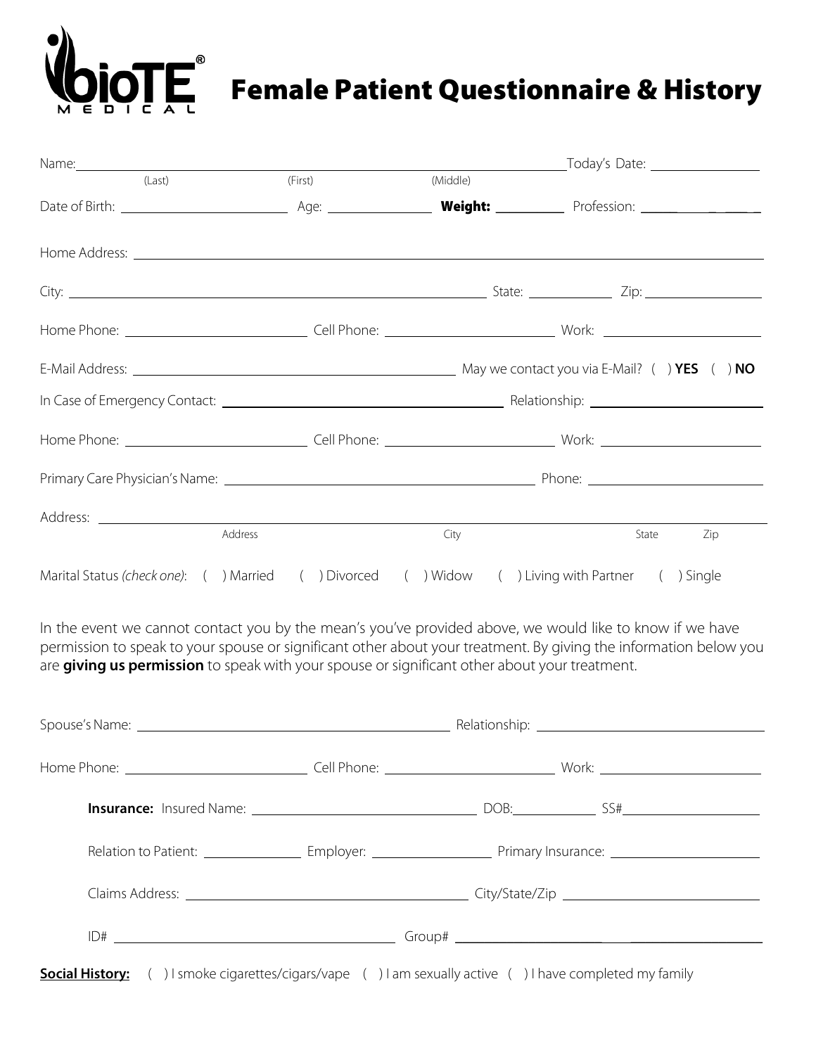# Female Patient Questionnaire & History

Name: ______________________________________________ Today's Date: ______________
(Last) (First) (Middle)

Date of Birth: ____________________ Age: ______________ **Weight:** __________ Profession: ______________

Home Address: ______________________________________________________________

City: ____________________________________________ State: __________ Zip: ______________

Home Phone: ____________________ Cell Phone: ____________________ Work: ____________________

E-Mail Address: ______________________________________ May we contact you via E-Mail? ( ) **YES** ( ) **NO**

In Case of Emergency Contact: ______________________________ Relationship: ____________________

Home Phone: ____________________ Cell Phone: ____________________ Work: ____________________

Primary Care Physician's Name: ______________________________________ Phone: ____________________

Address: ______________________________________________________________
Address City State Zip

Marital Status *(check one)*: ( ) Married ( ) Divorced ( ) Widow ( ) Living with Partner ( ) Single

In the event we cannot contact you by the mean's you've provided above, we would like to know if we have permission to speak to your spouse or significant other about your treatment. By giving the information below you are **giving us permission** to speak with your spouse or significant other about your treatment.

Spouse's Name: ______________________________________ Relationship: ______________________________

Home Phone: ____________________ Cell Phone: ____________________ Work: ____________________

**Insurance:** Insured Name: ______________________________ DOB: __________ SS# ____________________

Relation to Patient: ____________ Employer: ______________ Primary Insurance: ____________________

Claims Address: ______________________________________ City/State/Zip ______________________________

ID# ______________________________________ Group# ______________________________________

**Social History:** ( ) I smoke cigarettes/cigars/vape ( ) I am sexually active ( ) I have completed my family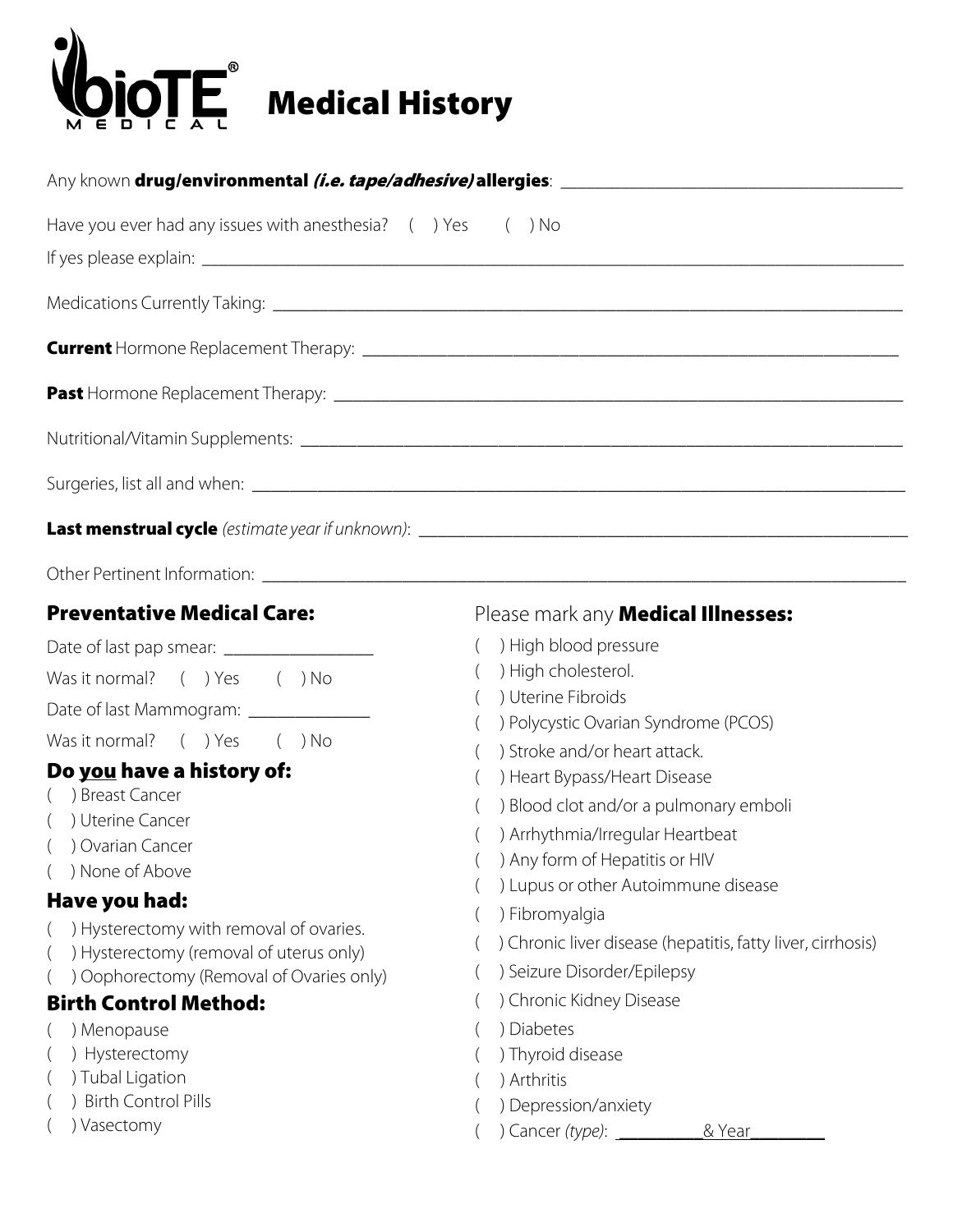# BioTE® MEDICAL Medical History

Any known **drug/environmental *(i.e. tape/adhesive)* allergies**: ________________________________________

Have you ever had any issues with anesthesia? ( ) Yes ( ) No

If yes please explain: ________________________________________________________________________

Medications Currently Taking: __________________________________________________________________

**Current** Hormone Replacement Therapy: ______________________________________________________

**Past** Hormone Replacement Therapy: ________________________________________________________

Nutritional/Vitamin Supplements: _______________________________________________________________

Surgeries, list all and when: _____________________________________________________________________

**Last menstrual cycle** *(estimate year if unknown)*: _______________________________________________

Other Pertinent Information: ____________________________________________________________________

## Preventative Medical Care:

Date of last pap smear: _________________

Was it normal? ( ) Yes ( ) No

Date of last Mammogram: ______________

Was it normal? ( ) Yes ( ) No

## Do you have a history of:

( ) Breast Cancer
( ) Uterine Cancer
( ) Ovarian Cancer
( ) None of Above

## Have you had:

( ) Hysterectomy with removal of ovaries.
( ) Hysterectomy (removal of uterus only)
( ) Oophorectomy (Removal of Ovaries only)

## Birth Control Method:

( ) Menopause
( ) Hysterectomy
( ) Tubal Ligation
( ) Birth Control Pills
( ) Vasectomy

## Please mark any **Medical Illnesses:**

( ) High blood pressure
( ) High cholesterol.
( ) Uterine Fibroids
( ) Polycystic Ovarian Syndrome (PCOS)
( ) Stroke and/or heart attack.
( ) Heart Bypass/Heart Disease
( ) Blood clot and/or a pulmonary emboli
( ) Arrhythmia/Irregular Heartbeat
( ) Any form of Hepatitis or HIV
( ) Lupus or other Autoimmune disease
( ) Fibromyalgia
( ) Chronic liver disease (hepatitis, fatty liver, cirrhosis)
( ) Seizure Disorder/Epilepsy
( ) Chronic Kidney Disease
( ) Diabetes
( ) Thyroid disease
( ) Arthritis
( ) Depression/anxiety
( ) Cancer *(type)*: __________& Year_________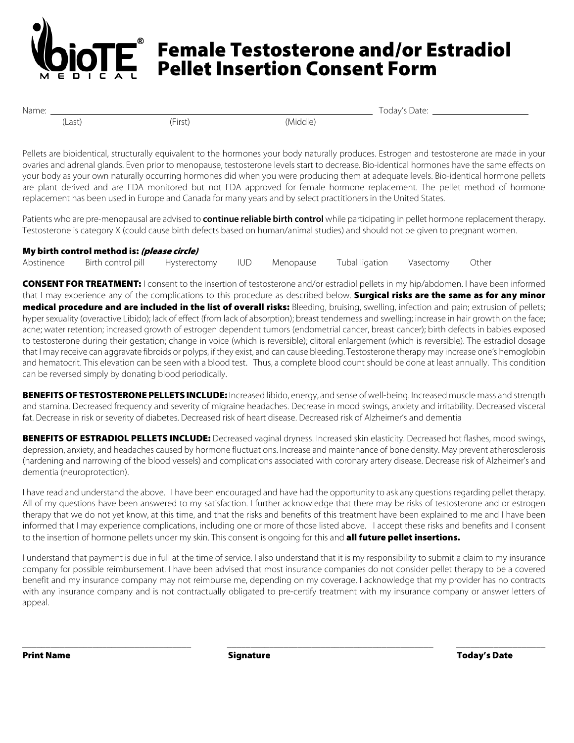# Female Testosterone and/or Estradiol Pellet Insertion Consent Form

Name: ______________________________________________ Today's Date: ____________________
(Last) (First) (Middle)

Pellets are bioidentical, structurally equivalent to the hormones your body naturally produces. Estrogen and testosterone are made in your ovaries and adrenal glands. Even prior to menopause, testosterone levels start to decrease. Bio-identical hormones have the same effects on your body as your own naturally occurring hormones did when you were producing them at adequate levels. Bio-identical hormone pellets are plant derived and are FDA monitored but not FDA approved for female hormone replacement. The pellet method of hormone replacement has been used in Europe and Canada for many years and by select practitioners in the United States.

Patients who are pre-menopausal are advised to **continue reliable birth control** while participating in pellet hormone replacement therapy. Testosterone is category X (could cause birth defects based on human/animal studies) and should not be given to pregnant women.

**My birth control method is: *(please circle)***

Abstinence Birth control pill Hysterectomy IUD Menopause Tubal ligation Vasectomy Other

**CONSENT FOR TREATMENT:** I consent to the insertion of testosterone and/or estradiol pellets in my hip/abdomen. I have been informed that I may experience any of the complications to this procedure as described below. **Surgical risks are the same as for any minor medical procedure and are included in the list of overall risks:** Bleeding, bruising, swelling, infection and pain; extrusion of pellets; hyper sexuality (overactive Libido); lack of effect (from lack of absorption); breast tenderness and swelling; increase in hair growth on the face; acne; water retention; increased growth of estrogen dependent tumors (endometrial cancer, breast cancer); birth defects in babies exposed to testosterone during their gestation; change in voice (which is reversible); clitoral enlargement (which is reversible). The estradiol dosage that I may receive can aggravate fibroids or polyps, if they exist, and can cause bleeding. Testosterone therapy may increase one's hemoglobin and hematocrit. This elevation can be seen with a blood test. Thus, a complete blood count should be done at least annually. This condition can be reversed simply by donating blood periodically.

**BENEFITS OF TESTOSTERONE PELLETS INCLUDE:** Increased libido, energy, and sense of well-being. Increased muscle mass and strength and stamina. Decreased frequency and severity of migraine headaches. Decrease in mood swings, anxiety and irritability. Decreased visceral fat. Decrease in risk or severity of diabetes. Decreased risk of heart disease. Decreased risk of Alzheimer's and dementia

**BENEFITS OF ESTRADIOL PELLETS INCLUDE:** Decreased vaginal dryness. Increased skin elasticity. Decreased hot flashes, mood swings, depression, anxiety, and headaches caused by hormone fluctuations. Increase and maintenance of bone density. May prevent atherosclerosis (hardening and narrowing of the blood vessels) and complications associated with coronary artery disease. Decrease risk of Alzheimer's and dementia (neuroprotection).

I have read and understand the above. I have been encouraged and have had the opportunity to ask any questions regarding pellet therapy. All of my questions have been answered to my satisfaction. I further acknowledge that there may be risks of testosterone and or estrogen therapy that we do not yet know, at this time, and that the risks and benefits of this treatment have been explained to me and I have been informed that I may experience complications, including one or more of those listed above. I accept these risks and benefits and I consent to the insertion of hormone pellets under my skin. This consent is ongoing for this and **all future pellet insertions.**

I understand that payment is due in full at the time of service. I also understand that it is my responsibility to submit a claim to my insurance company for possible reimbursement. I have been advised that most insurance companies do not consider pellet therapy to be a covered benefit and my insurance company may not reimburse me, depending on my coverage. I acknowledge that my provider has no contracts with any insurance company and is not contractually obligated to pre-certify treatment with my insurance company or answer letters of appeal.

_______________________ _______________________ _______________________

**Print Name** **Signature** **Today's Date**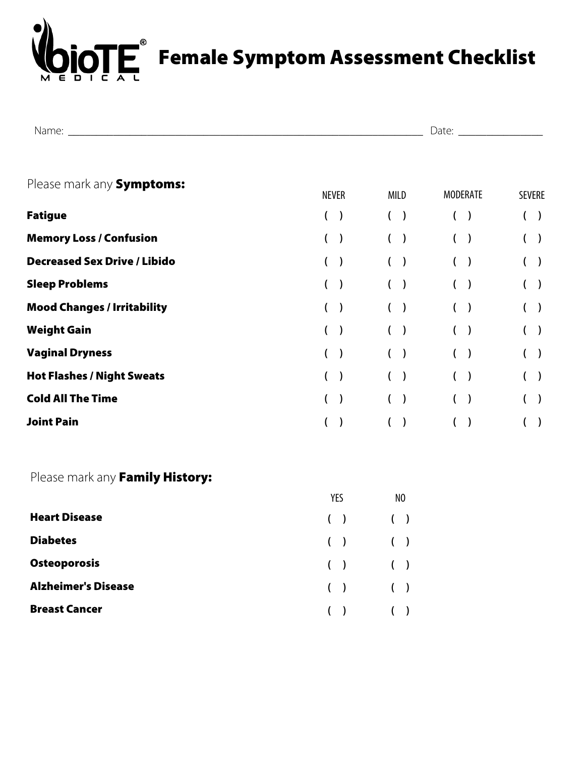# BioTE® Medical Female Symptom Assessment Checklist

Name: ______________________________________________ Date: ________________

Please mark any **Symptoms:**

| | NEVER | MILD | MODERATE | SEVERE |
|---|---|---|---|---|
| **Fatigue** | ( ) | ( ) | ( ) | ( ) |
| **Memory Loss / Confusion** | ( ) | ( ) | ( ) | ( ) |
| **Decreased Sex Drive / Libido** | ( ) | ( ) | ( ) | ( ) |
| **Sleep Problems** | ( ) | ( ) | ( ) | ( ) |
| **Mood Changes / Irritability** | ( ) | ( ) | ( ) | ( ) |
| **Weight Gain** | ( ) | ( ) | ( ) | ( ) |
| **Vaginal Dryness** | ( ) | ( ) | ( ) | ( ) |
| **Hot Flashes / Night Sweats** | ( ) | ( ) | ( ) | ( ) |
| **Cold All The Time** | ( ) | ( ) | ( ) | ( ) |
| **Joint Pain** | ( ) | ( ) | ( ) | ( ) |

Please mark any **Family History:**

| | YES | NO |
|---|---|---|
| **Heart Disease** | ( ) | ( ) |
| **Diabetes** | ( ) | ( ) |
| **Osteoporosis** | ( ) | ( ) |
| **Alzheimer's Disease** | ( ) | ( ) |
| **Breast Cancer** | ( ) | ( ) |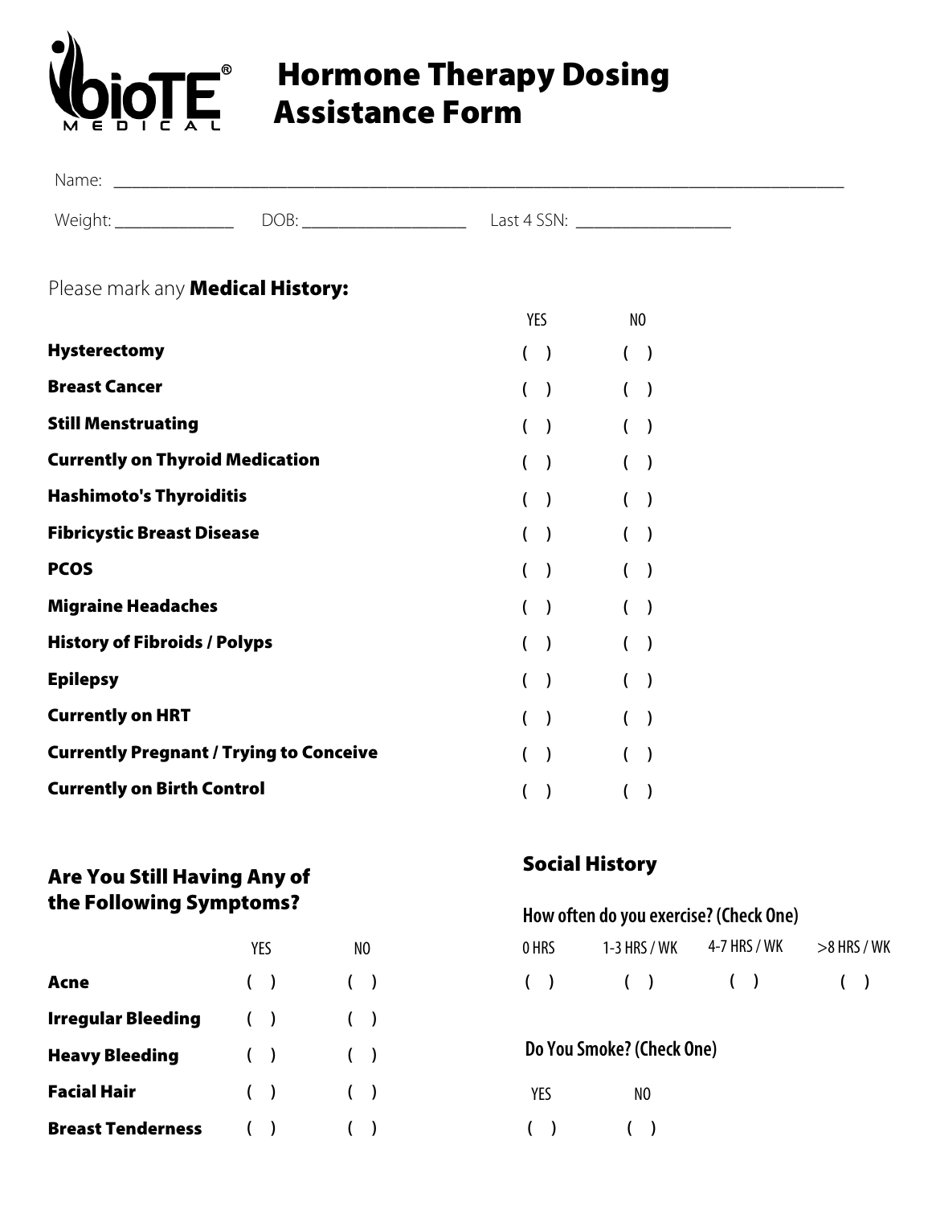# Hormone Therapy Dosing Assistance Form

Name: ______________________________________________

Weight: ____________ DOB: ________________ Last 4 SSN: ________________

Please mark any **Medical History:**

| | YES | NO |
|---|---|---|
| **Hysterectomy** | ( ) | ( ) |
| **Breast Cancer** | ( ) | ( ) |
| **Still Menstruating** | ( ) | ( ) |
| **Currently on Thyroid Medication** | ( ) | ( ) |
| **Hashimoto's Thyroiditis** | ( ) | ( ) |
| **Fibricystic Breast Disease** | ( ) | ( ) |
| **PCOS** | ( ) | ( ) |
| **Migraine Headaches** | ( ) | ( ) |
| **History of Fibroids / Polyps** | ( ) | ( ) |
| **Epilepsy** | ( ) | ( ) |
| **Currently on HRT** | ( ) | ( ) |
| **Currently Pregnant / Trying to Conceive** | ( ) | ( ) |
| **Currently on Birth Control** | ( ) | ( ) |

## Are You Still Having Any of the Following Symptoms?

| | YES | NO |
|---|---|---|
| **Acne** | ( ) | ( ) |
| **Irregular Bleeding** | ( ) | ( ) |
| **Heavy Bleeding** | ( ) | ( ) |
| **Facial Hair** | ( ) | ( ) |
| **Breast Tenderness** | ( ) | ( ) |

## Social History

**How often do you exercise? (Check One)**

| 0 HRS | 1-3 HRS / WK | 4-7 HRS / WK | >8 HRS / WK |
|---|---|---|---|
| ( ) | ( ) | ( ) | ( ) |

**Do You Smoke? (Check One)**

| YES | NO |
|---|---|
| ( ) | ( ) |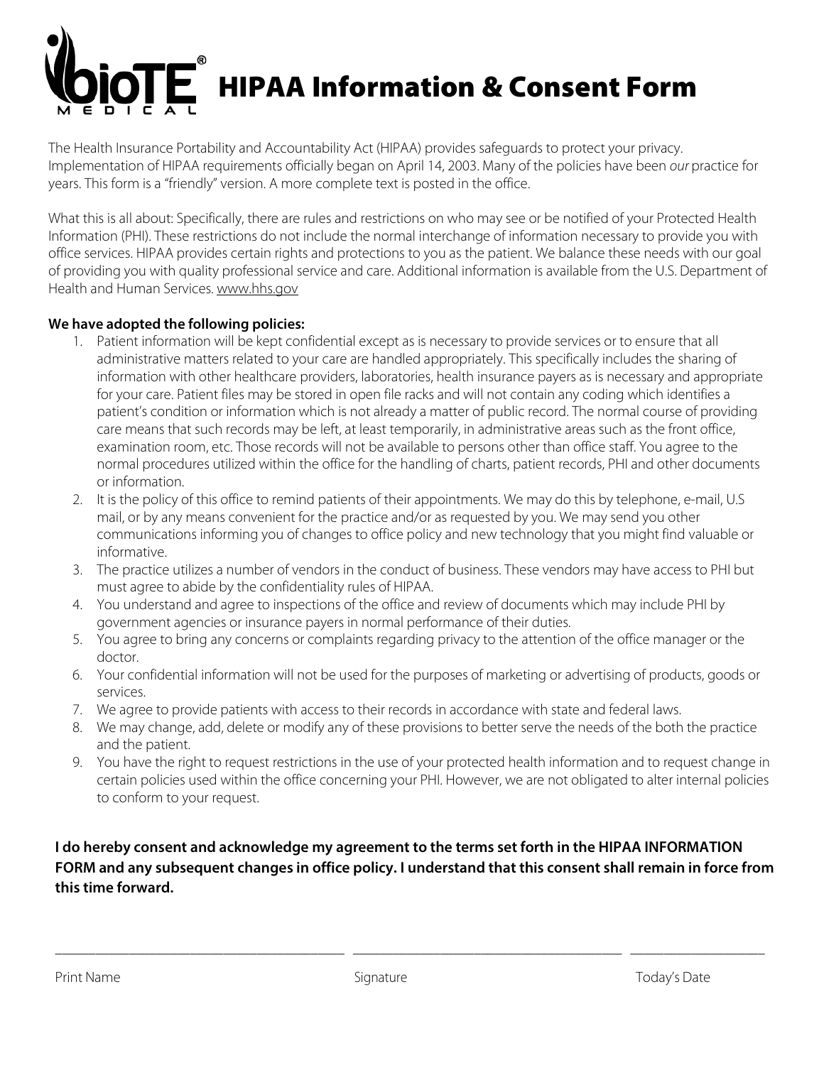# HIPAA Information & Consent Form

The Health Insurance Portability and Accountability Act (HIPAA) provides safeguards to protect your privacy. Implementation of HIPAA requirements officially began on April 14, 2003. Many of the policies have been *our* practice for years. This form is a "friendly" version. A more complete text is posted in the office.

What this is all about: Specifically, there are rules and restrictions on who may see or be notified of your Protected Health Information (PHI). These restrictions do not include the normal interchange of information necessary to provide you with office services. HIPAA provides certain rights and protections to you as the patient. We balance these needs with our goal of providing you with quality professional service and care. Additional information is available from the U.S. Department of Health and Human Services. www.hhs.gov

**We have adopted the following policies:**

1. Patient information will be kept confidential except as is necessary to provide services or to ensure that all administrative matters related to your care are handled appropriately. This specifically includes the sharing of information with other healthcare providers, laboratories, health insurance payers as is necessary and appropriate for your care. Patient files may be stored in open file racks and will not contain any coding which identifies a patient's condition or information which is not already a matter of public record. The normal course of providing care means that such records may be left, at least temporarily, in administrative areas such as the front office, examination room, etc. Those records will not be available to persons other than office staff. You agree to the normal procedures utilized within the office for the handling of charts, patient records, PHI and other documents or information.
2. It is the policy of this office to remind patients of their appointments. We may do this by telephone, e-mail, U.S mail, or by any means convenient for the practice and/or as requested by you. We may send you other communications informing you of changes to office policy and new technology that you might find valuable or informative.
3. The practice utilizes a number of vendors in the conduct of business. These vendors may have access to PHI but must agree to abide by the confidentiality rules of HIPAA.
4. You understand and agree to inspections of the office and review of documents which may include PHI by government agencies or insurance payers in normal performance of their duties.
5. You agree to bring any concerns or complaints regarding privacy to the attention of the office manager or the doctor.
6. Your confidential information will not be used for the purposes of marketing or advertising of products, goods or services.
7. We agree to provide patients with access to their records in accordance with state and federal laws.
8. We may change, add, delete or modify any of these provisions to better serve the needs of the both the practice and the patient.
9. You have the right to request restrictions in the use of your protected health information and to request change in certain policies used within the office concerning your PHI. However, we are not obligated to alter internal policies to conform to your request.

**I do hereby consent and acknowledge my agreement to the terms set forth in the HIPAA INFORMATION FORM and any subsequent changes in office policy. I understand that this consent shall remain in force from this time forward.**

\_\_\_\_\_\_\_\_\_\_\_\_\_\_\_\_\_\_\_\_\_\_\_\_\_\_\_\_\_\_ \_\_\_\_\_\_\_\_\_\_\_\_\_\_\_\_\_\_\_\_\_\_\_\_\_\_\_\_\_\_ \_\_\_\_\_\_\_\_\_\_\_\_\_\_\_

Print Name　　　　　　Signature　　　　　　Today's Date